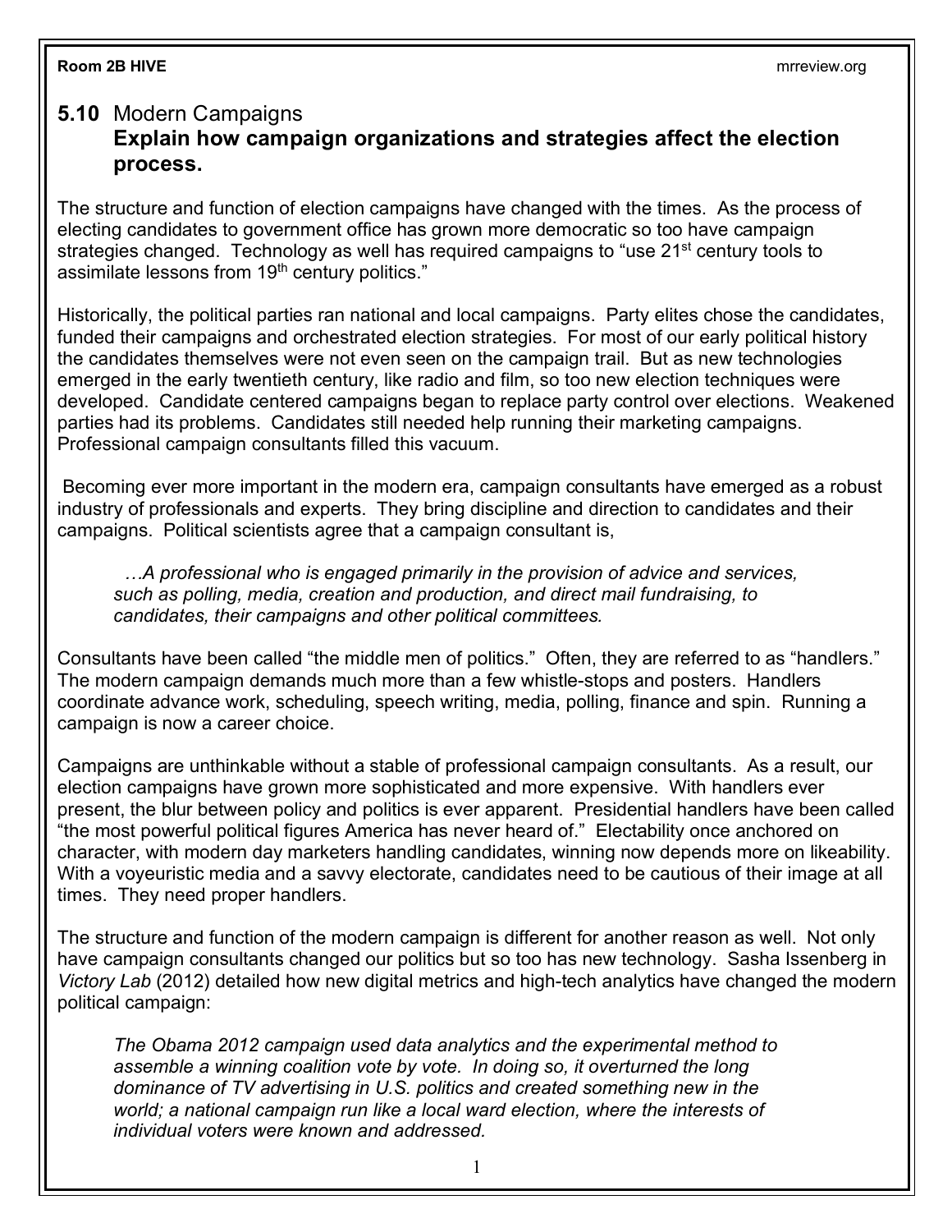## 5.10 Modern Campaigns

### Explain how campaign organizations and strategies affect the election process.

The structure and function of election campaigns have changed with the times. As the process of electing candidates to government office has grown more democratic so too have campaign strategies changed. Technology as well has required campaigns to "use 21st century tools to assimilate lessons from 19th century politics."

Historically, the political parties ran national and local campaigns. Party elites chose the candidates, funded their campaigns and orchestrated election strategies. For most of our early political history the candidates themselves were not even seen on the campaign trail. But as new technologies emerged in the early twentieth century, like radio and film, so too new election techniques were developed. Candidate centered campaigns began to replace party control over elections. Weakened parties had its problems. Candidates still needed help running their marketing campaigns. Professional campaign consultants filled this vacuum.

Becoming ever more important in the modern era, campaign consultants have emerged as a robust industry of professionals and experts. They bring discipline and direction to candidates and their campaigns. Political scientists agree that a campaign consultant is,

> *…A professional who is engaged primarily in the provision of advice and services, such as polling, media, creation and production, and direct mail fundraising, to candidates, their campaigns and other political committees.*

Consultants have been called "the middle men of politics." Often, they are referred to as "handlers." The modern campaign demands much more than a few whistle-stops and posters. Handlers coordinate advance work, scheduling, speech writing, media, polling, finance and spin. Running a campaign is now a career choice.

Campaigns are unthinkable without a stable of professional campaign consultants. As a result, our election campaigns have grown more sophisticated and more expensive. With handlers ever present, the blur between policy and politics is ever apparent. Presidential handlers have been called "the most powerful political figures America has never heard of." Electability once anchored on character, with modern day marketers handling candidates, winning now depends more on likeability. With a voyeuristic media and a savvy electorate, candidates need to be cautious of their image at all times. They need proper handlers.

The structure and function of the modern campaign is different for another reason as well. Not only have campaign consultants changed our politics but so too has new technology. Sasha Issenberg in *Victory Lab* (2012) detailed how new digital metrics and high-tech analytics have changed the modern political campaign:

> *The Obama 2012 campaign used data analytics and the experimental method to assemble a winning coalition vote by vote. In doing so, it overturned the long dominance of TV advertising in U.S. politics and created something new in the world; a national campaign run like a local ward election, where the interests of individual voters were known and addressed.*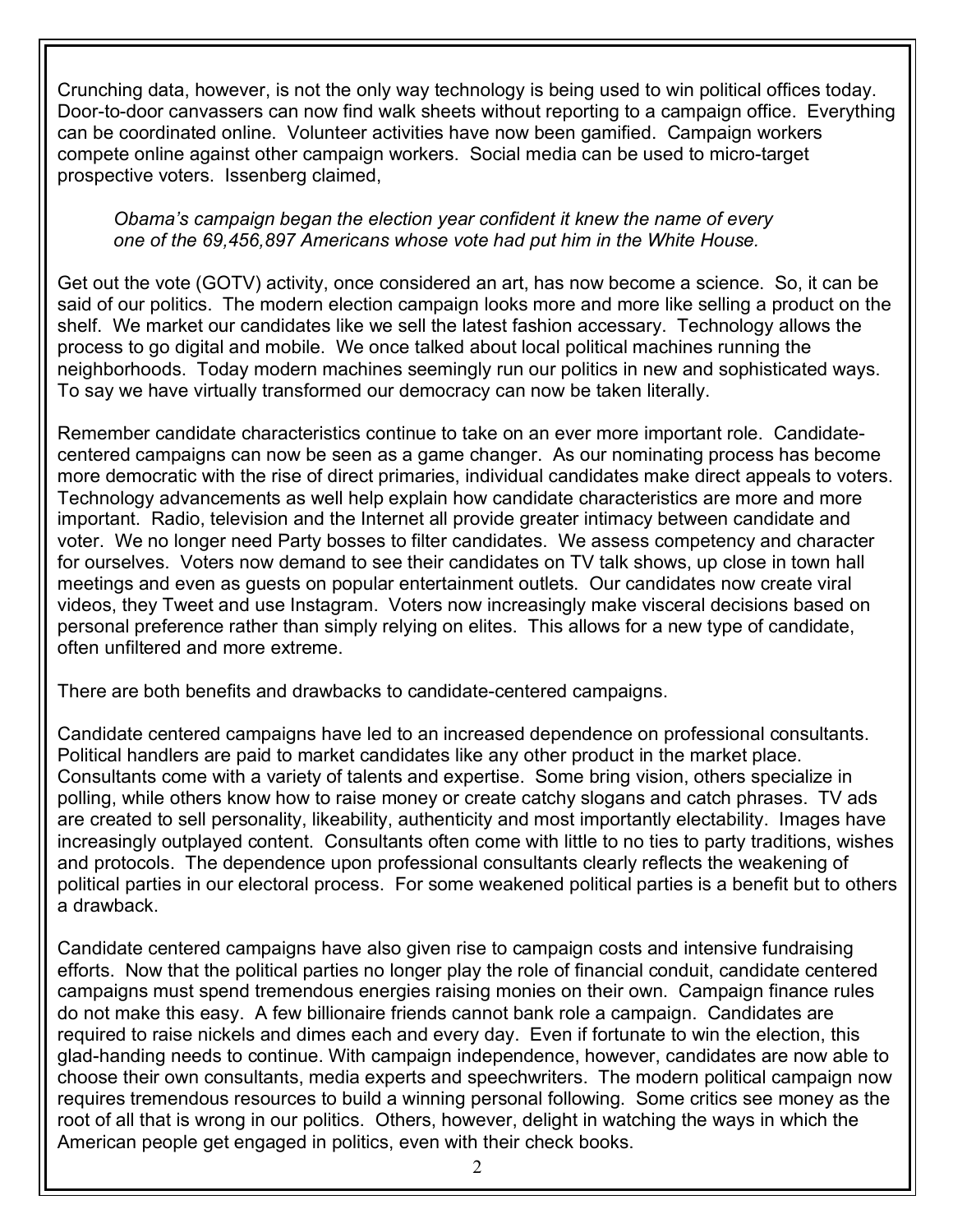Crunching data, however, is not the only way technology is being used to win political offices today. Door-to-door canvassers can now find walk sheets without reporting to a campaign office. Everything can be coordinated online. Volunteer activities have now been gamified. Campaign workers compete online against other campaign workers. Social media can be used to micro-target prospective voters. Issenberg claimed,

> *Obama's campaign began the election year confident it knew the name of every one of the 69,456,897 Americans whose vote had put him in the White House.*

Get out the vote (GOTV) activity, once considered an art, has now become a science. So, it can be said of our politics. The modern election campaign looks more and more like selling a product on the shelf. We market our candidates like we sell the latest fashion accessary. Technology allows the process to go digital and mobile. We once talked about local political machines running the neighborhoods. Today modern machines seemingly run our politics in new and sophisticated ways. To say we have virtually transformed our democracy can now be taken literally.

Remember candidate characteristics continue to take on an ever more important role. Candidate-centered campaigns can now be seen as a game changer. As our nominating process has become more democratic with the rise of direct primaries, individual candidates make direct appeals to voters. Technology advancements as well help explain how candidate characteristics are more and more important. Radio, television and the Internet all provide greater intimacy between candidate and voter. We no longer need Party bosses to filter candidates. We assess competency and character for ourselves. Voters now demand to see their candidates on TV talk shows, up close in town hall meetings and even as guests on popular entertainment outlets. Our candidates now create viral videos, they Tweet and use Instagram. Voters now increasingly make visceral decisions based on personal preference rather than simply relying on elites. This allows for a new type of candidate, often unfiltered and more extreme.

There are both benefits and drawbacks to candidate-centered campaigns.

Candidate centered campaigns have led to an increased dependence on professional consultants. Political handlers are paid to market candidates like any other product in the market place. Consultants come with a variety of talents and expertise. Some bring vision, others specialize in polling, while others know how to raise money or create catchy slogans and catch phrases. TV ads are created to sell personality, likeability, authenticity and most importantly electability. Images have increasingly outplayed content. Consultants often come with little to no ties to party traditions, wishes and protocols. The dependence upon professional consultants clearly reflects the weakening of political parties in our electoral process. For some weakened political parties is a benefit but to others a drawback.

Candidate centered campaigns have also given rise to campaign costs and intensive fundraising efforts. Now that the political parties no longer play the role of financial conduit, candidate centered campaigns must spend tremendous energies raising monies on their own. Campaign finance rules do not make this easy. A few billionaire friends cannot bank role a campaign. Candidates are required to raise nickels and dimes each and every day. Even if fortunate to win the election, this glad-handing needs to continue. With campaign independence, however, candidates are now able to choose their own consultants, media experts and speechwriters. The modern political campaign now requires tremendous resources to build a winning personal following. Some critics see money as the root of all that is wrong in our politics. Others, however, delight in watching the ways in which the American people get engaged in politics, even with their check books.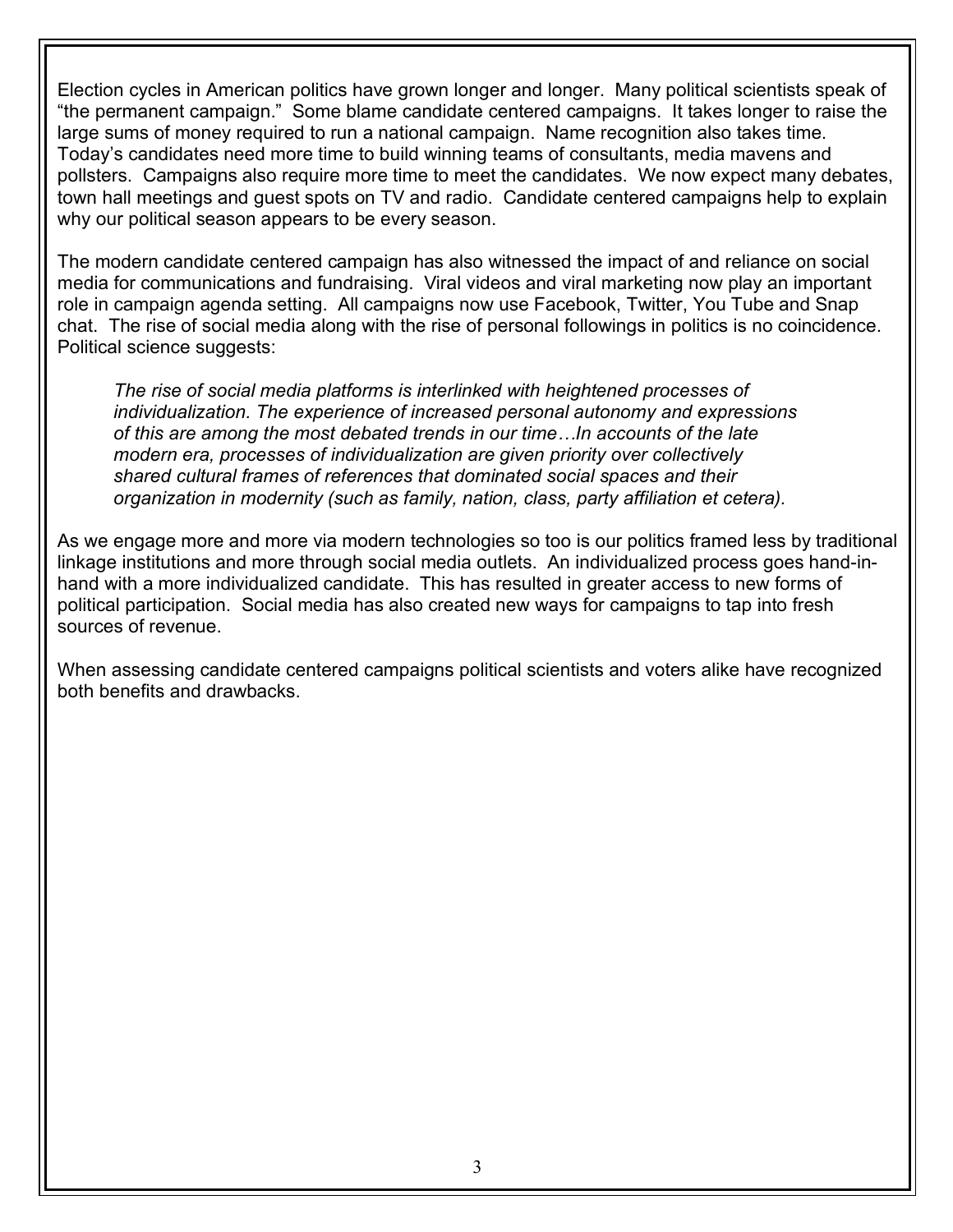Election cycles in American politics have grown longer and longer. Many political scientists speak of "the permanent campaign." Some blame candidate centered campaigns. It takes longer to raise the large sums of money required to run a national campaign. Name recognition also takes time. Today's candidates need more time to build winning teams of consultants, media mavens and pollsters. Campaigns also require more time to meet the candidates. We now expect many debates, town hall meetings and guest spots on TV and radio. Candidate centered campaigns help to explain why our political season appears to be every season.

The modern candidate centered campaign has also witnessed the impact of and reliance on social media for communications and fundraising. Viral videos and viral marketing now play an important role in campaign agenda setting. All campaigns now use Facebook, Twitter, You Tube and Snap chat. The rise of social media along with the rise of personal followings in politics is no coincidence. Political science suggests:

> *The rise of social media platforms is interlinked with heightened processes of individualization. The experience of increased personal autonomy and expressions of this are among the most debated trends in our time…In accounts of the late modern era, processes of individualization are given priority over collectively shared cultural frames of references that dominated social spaces and their organization in modernity (such as family, nation, class, party affiliation et cetera).*

As we engage more and more via modern technologies so too is our politics framed less by traditional linkage institutions and more through social media outlets. An individualized process goes hand-in-hand with a more individualized candidate. This has resulted in greater access to new forms of political participation. Social media has also created new ways for campaigns to tap into fresh sources of revenue.

When assessing candidate centered campaigns political scientists and voters alike have recognized both benefits and drawbacks.